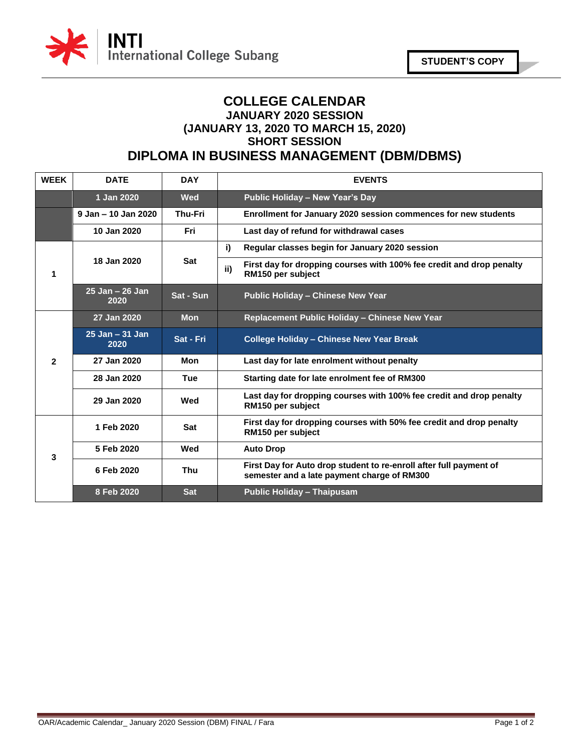INTI International College Subang

**STUDENT'S COPY**

# COLLEGE CALENDAR
## JANUARY 2020 SESSION
## (JANUARY 13, 2020 TO MARCH 15, 2020)
## SHORT SESSION
# DIPLOMA IN BUSINESS MANAGEMENT (DBM/DBMS)

| WEEK | DATE | DAY | EVENTS |
|---|---|---|---|
| | 1 Jan 2020 | Wed | Public Holiday – New Year's Day |
| | 9 Jan – 10 Jan 2020 | Thu-Fri | Enrollment for January 2020 session commences for new students |
| | 10 Jan 2020 | Fri | Last day of refund for withdrawal cases |
| 1 | 18 Jan 2020 | Sat | i) Regular classes begin for January 2020 session<br>ii) First day for dropping courses with 100% fee credit and drop penalty RM150 per subject |
| | 25 Jan – 26 Jan 2020 | Sat - Sun | Public Holiday – Chinese New Year |
| 2 | 27 Jan 2020 | Mon | Replacement Public Holiday – Chinese New Year |
| | 25 Jan – 31 Jan 2020 | Sat - Fri | College Holiday – Chinese New Year Break |
| | 27 Jan 2020 | Mon | Last day for late enrolment without penalty |
| | 28 Jan 2020 | Tue | Starting date for late enrolment fee of RM300 |
| | 29 Jan 2020 | Wed | Last day for dropping courses with 100% fee credit and drop penalty RM150 per subject |
| 3 | 1 Feb 2020 | Sat | First day for dropping courses with 50% fee credit and drop penalty RM150 per subject |
| | 5 Feb 2020 | Wed | Auto Drop |
| | 6 Feb 2020 | Thu | First Day for Auto drop student to re-enroll after full payment of semester and a late payment charge of RM300 |
| | 8 Feb 2020 | Sat | Public Holiday – Thaipusam |

OAR/Academic Calendar_ January 2020 Session (DBM) FINAL / Fara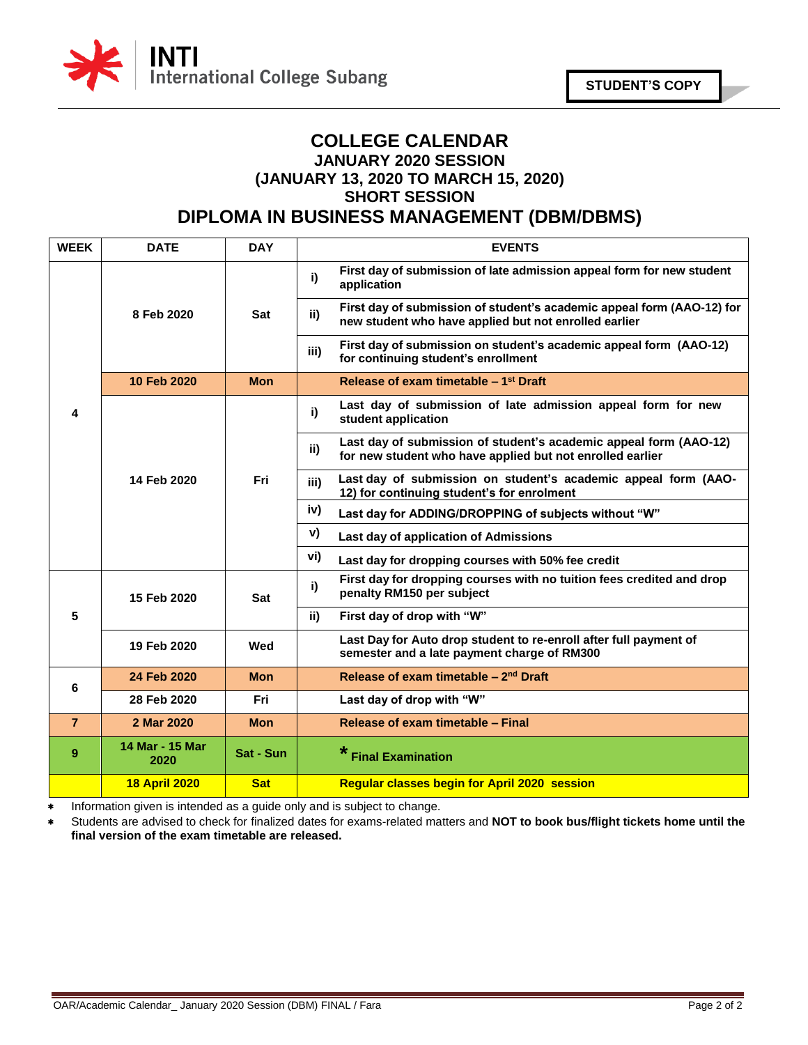INTI International College Subang

**STUDENT'S COPY**

# COLLEGE CALENDAR
## JANUARY 2020 SESSION
## (JANUARY 13, 2020 TO MARCH 15, 2020)
## SHORT SESSION
# DIPLOMA IN BUSINESS MANAGEMENT (DBM/DBMS)

| WEEK | DATE | DAY | | EVENTS |
|---|---|---|---|---|
| 4 | 8 Feb 2020 | Sat | i) | First day of submission of late admission appeal form for new student application |
| | | | ii) | First day of submission of student's academic appeal form (AAO-12) for new student who have applied but not enrolled earlier |
| | | | iii) | First day of submission on student's academic appeal form (AAO-12) for continuing student's enrollment |
| | 10 Feb 2020 | Mon | | Release of exam timetable – 1st Draft |
| | 14 Feb 2020 | Fri | i) | Last day of submission of late admission appeal form for new student application |
| | | | ii) | Last day of submission of student's academic appeal form (AAO-12) for new student who have applied but not enrolled earlier |
| | | | iii) | Last day of submission on student's academic appeal form (AAO-12) for continuing student's for enrolment |
| | | | iv) | Last day for ADDING/DROPPING of subjects without "W" |
| | | | v) | Last day of application of Admissions |
| | | | vi) | Last day for dropping courses with 50% fee credit |
| 5 | 15 Feb 2020 | Sat | i) | First day for dropping courses with no tuition fees credited and drop penalty RM150 per subject |
| | | | ii) | First day of drop with "W" |
| | 19 Feb 2020 | Wed | | Last Day for Auto drop student to re-enroll after full payment of semester and a late payment charge of RM300 |
| 6 | 24 Feb 2020 | Mon | | Release of exam timetable – 2nd Draft |
| | 28 Feb 2020 | Fri | | Last day of drop with "W" |
| 7 | 2 Mar 2020 | Mon | | Release of exam timetable – Final |
| 9 | 14 Mar - 15 Mar 2020 | Sat - Sun | | * Final Examination |
| | 18 April 2020 | Sat | | Regular classes begin for April 2020 session |

- Information given is intended as a guide only and is subject to change.
- Students are advised to check for finalized dates for exams-related matters and **NOT to book bus/flight tickets home until the final version of the exam timetable are released.**

OAR/Academic Calendar_ January 2020 Session (DBM) FINAL / Fara